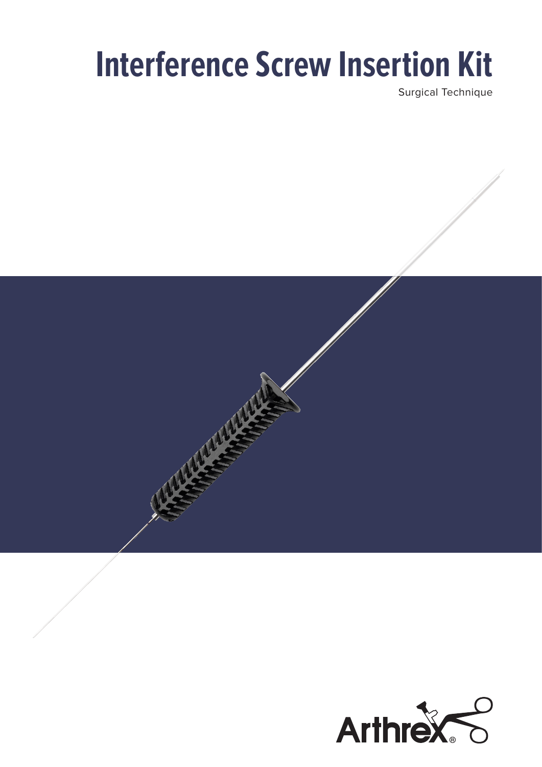# Interference Screw Insertion Kit

Surgical Technique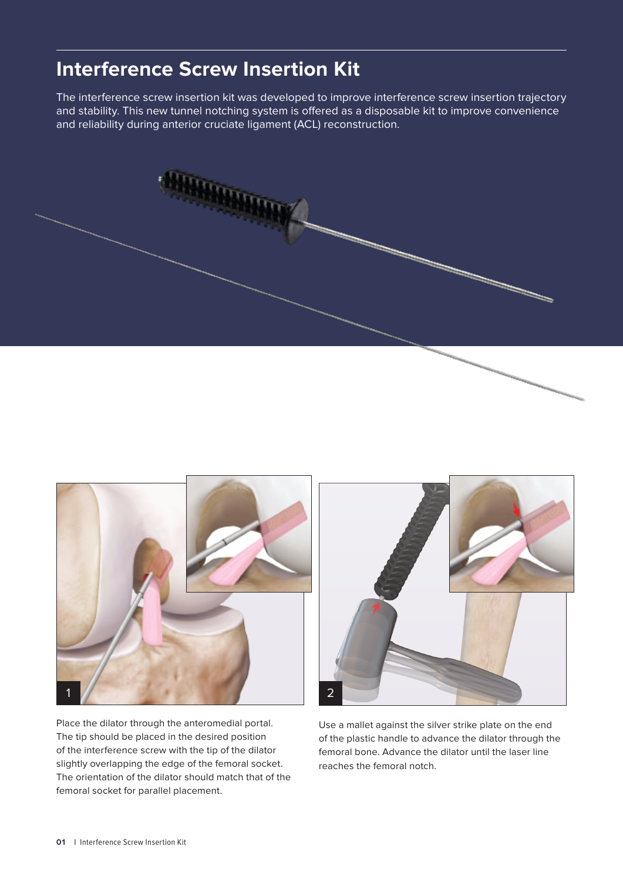## Interference Screw Insertion Kit

The interference screw insertion kit was developed to improve interference screw insertion trajectory and stability. This new tunnel notching system is offered as a disposable kit to improve convenience and reliability during anterior cruciate ligament (ACL) reconstruction.

1

Place the dilator through the anteromedial portal. The tip should be placed in the desired position of the interference screw with the tip of the dilator slightly overlapping the edge of the femoral socket. The orientation of the dilator should match that of the femoral socket for parallel placement.

2

Use a mallet against the silver strike plate on the end of the plastic handle to advance the dilator through the femoral bone. Advance the dilator until the laser line reaches the femoral notch.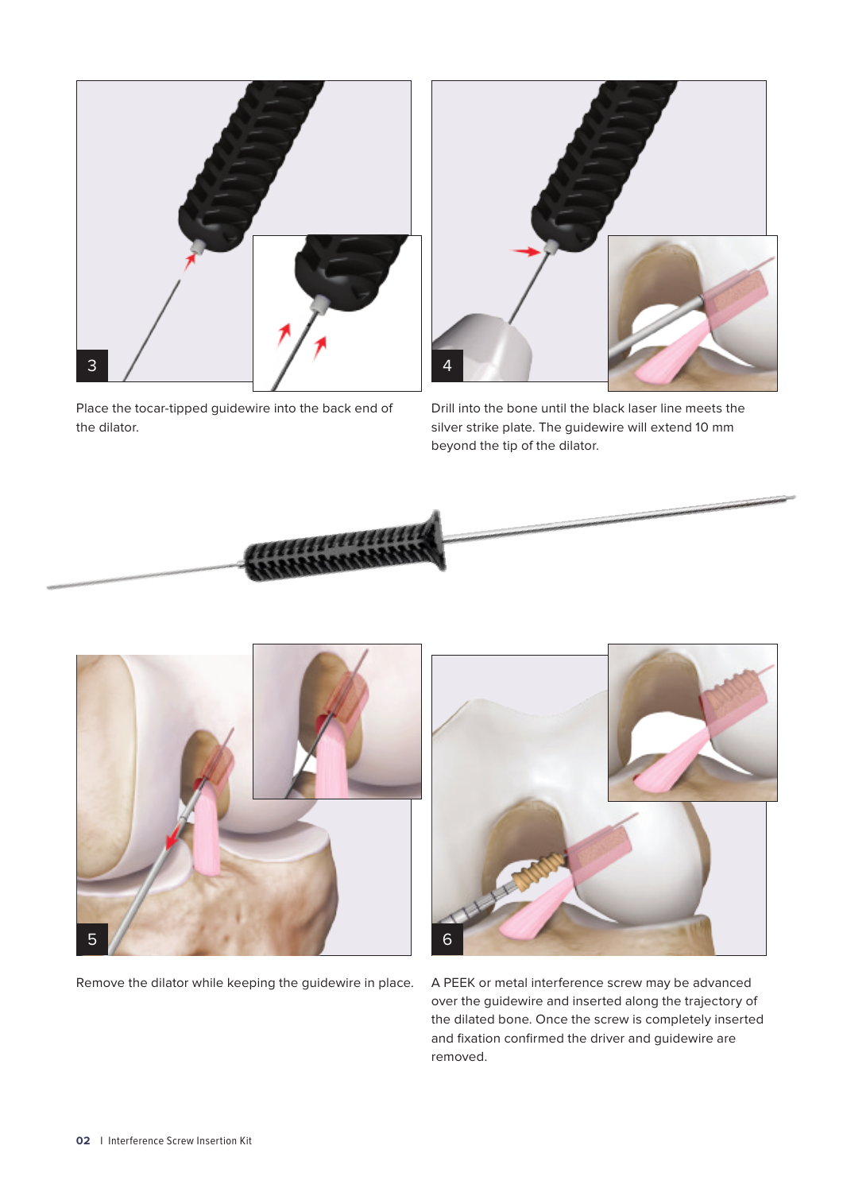3

Place the tocar-tipped guidewire into the back end of the dilator.

4

Drill into the bone until the black laser line meets the silver strike plate. The guidewire will extend 10 mm beyond the tip of the dilator.

5

Remove the dilator while keeping the guidewire in place.

6

A PEEK or metal interference screw may be advanced over the guidewire and inserted along the trajectory of the dilated bone. Once the screw is completely inserted and fixation confirmed the driver and guidewire are removed.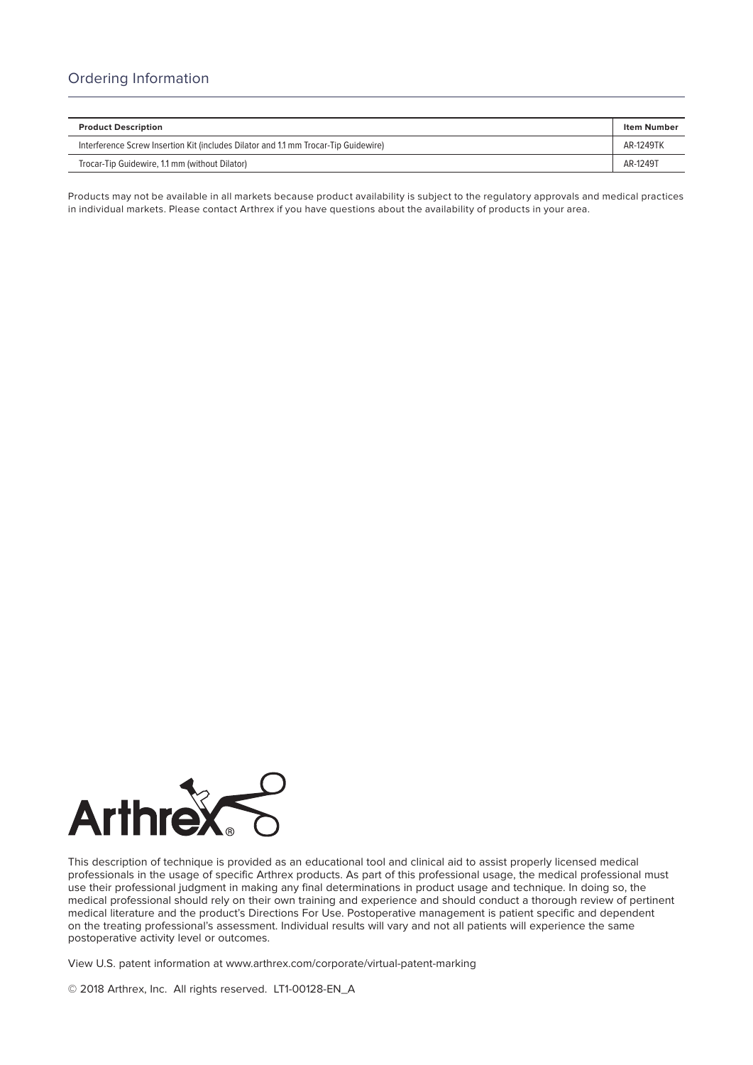## Ordering Information

| Product Description | Item Number |
| --- | --- |
| Interference Screw Insertion Kit (includes Dilator and 1.1 mm Trocar-Tip Guidewire) | AR-1249TK |
| Trocar-Tip Guidewire, 1.1 mm (without Dilator) | AR-1249T |

Products may not be available in all markets because product availability is subject to the regulatory approvals and medical practices in individual markets. Please contact Arthrex if you have questions about the availability of products in your area.

Arthrex®

This description of technique is provided as an educational tool and clinical aid to assist properly licensed medical professionals in the usage of specific Arthrex products. As part of this professional usage, the medical professional must use their professional judgment in making any final determinations in product usage and technique. In doing so, the medical professional should rely on their own training and experience and should conduct a thorough review of pertinent medical literature and the product's Directions For Use. Postoperative management is patient specific and dependent on the treating professional's assessment. Individual results will vary and not all patients will experience the same postoperative activity level or outcomes.

View U.S. patent information at www.arthrex.com/corporate/virtual-patent-marking

© 2018 Arthrex, Inc. All rights reserved. LT1-00128-EN_A